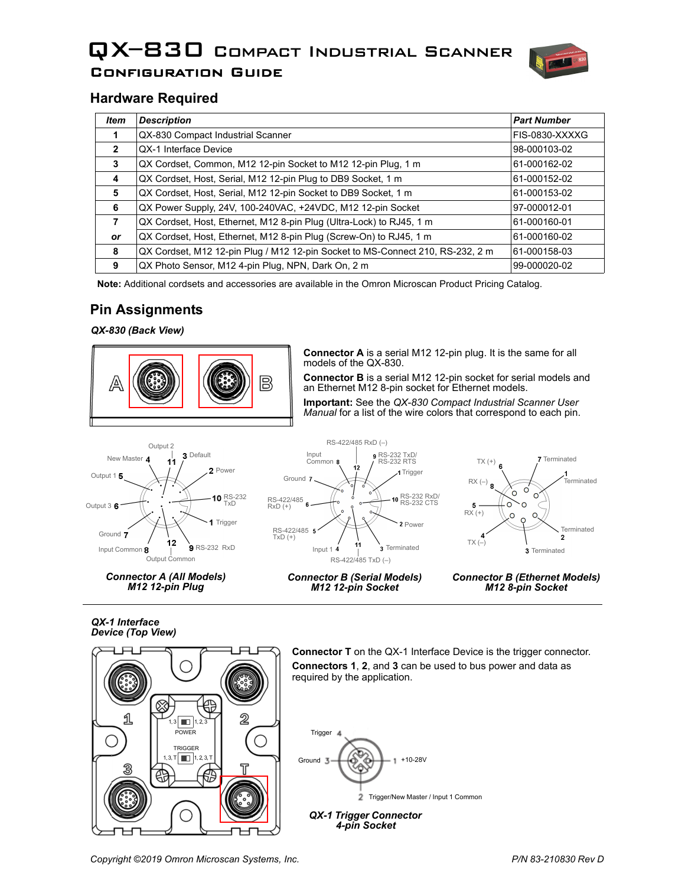# QX-830 Compact Industrial Scanner

## Configuration Guide

## Hardware Required

| Item | Description | Part Number |
|---|---|---|
| 1 | QX-830 Compact Industrial Scanner | FIS-0830-XXXXG |
| 2 | QX-1 Interface Device | 98-000103-02 |
| 3 | QX Cordset, Common, M12 12-pin Socket to M12 12-pin Plug, 1 m | 61-000162-02 |
| 4 | QX Cordset, Host, Serial, M12 12-pin Plug to DB9 Socket, 1 m | 61-000152-02 |
| 5 | QX Cordset, Host, Serial, M12 12-pin Socket to DB9 Socket, 1 m | 61-000153-02 |
| 6 | QX Power Supply, 24V, 100-240VAC, +24VDC, M12 12-pin Socket | 97-000012-01 |
| 7 | QX Cordset, Host, Ethernet, M12 8-pin Plug (Ultra-Lock) to RJ45, 1 m | 61-000160-01 |
| *or* | QX Cordset, Host, Ethernet, M12 8-pin Plug (Screw-On) to RJ45, 1 m | 61-000160-02 |
| 8 | QX Cordset, M12 12-pin Plug / M12 12-pin Socket to MS-Connect 210, RS-232, 2 m | 61-000158-03 |
| 9 | QX Photo Sensor, M12 4-pin Plug, NPN, Dark On, 2 m | 99-000020-02 |

**Note:** Additional cordsets and accessories are available in the Omron Microscan Product Pricing Catalog.

## Pin Assignments

***QX-830 (Back View)***

**Connector A** is a serial M12 12-pin plug. It is the same for all models of the QX-830.

**Connector B** is a serial M12 12-pin socket for serial models and an Ethernet M12 8-pin socket for Ethernet models.

**Important:** See the *QX-830 Compact Industrial Scanner User Manual* for a list of the wire colors that correspond to each pin.

Connector A pins: 1 Trigger; 2 Power; 3 Default; 4 New Master; 5 Output 1; 6 Output 3; 7 Ground; 8 Input Common; 9 RS-232 RxD; 10 RS-232 TxD; 11 Output 2; 12 Output Common

***Connector A (All Models)***
***M12 12-pin Plug***

Connector B (Serial) pins: 1 Trigger; 2 Power; 3 Terminated; 4 Input 1; 5 RS-422/485 TxD (+); 6 RS-422/485 RxD (+); 7 Ground; 8 Input Common; 9 RS-232 TxD/ RS-232 RTS; 10 RS-232 RxD/ RS-232 CTS; 11 RS-422/485 TxD (–); 12 RS-422/485 RxD (–)

***Connector B (Serial Models)***
***M12 12-pin Socket***

Connector B (Ethernet) pins: 1 Terminated; 2 Terminated; 3 Terminated; 4 TX (–); 5 RX (+); 6 TX (+); 7 Terminated; 8 RX (–)

***Connector B (Ethernet Models)***
***M12 8-pin Socket***

***QX-1 Interface Device (Top View)***

POWER: 1,3 / 1,2,3
TRIGGER: 1,3,T / 1,2,3,T

**Connector T** on the QX-1 Interface Device is the trigger connector.

**Connectors 1**, **2**, and **3** can be used to bus power and data as required by the application.

QX-1 Trigger Connector pins: 1 +10-28V; 2 Trigger/New Master / Input 1 Common; 3 Ground; 4 Trigger

***QX-1 Trigger Connector***
***4-pin Socket***

*Copyright ©2019 Omron Microscan Systems, Inc.*

*P/N 83-210830 Rev D*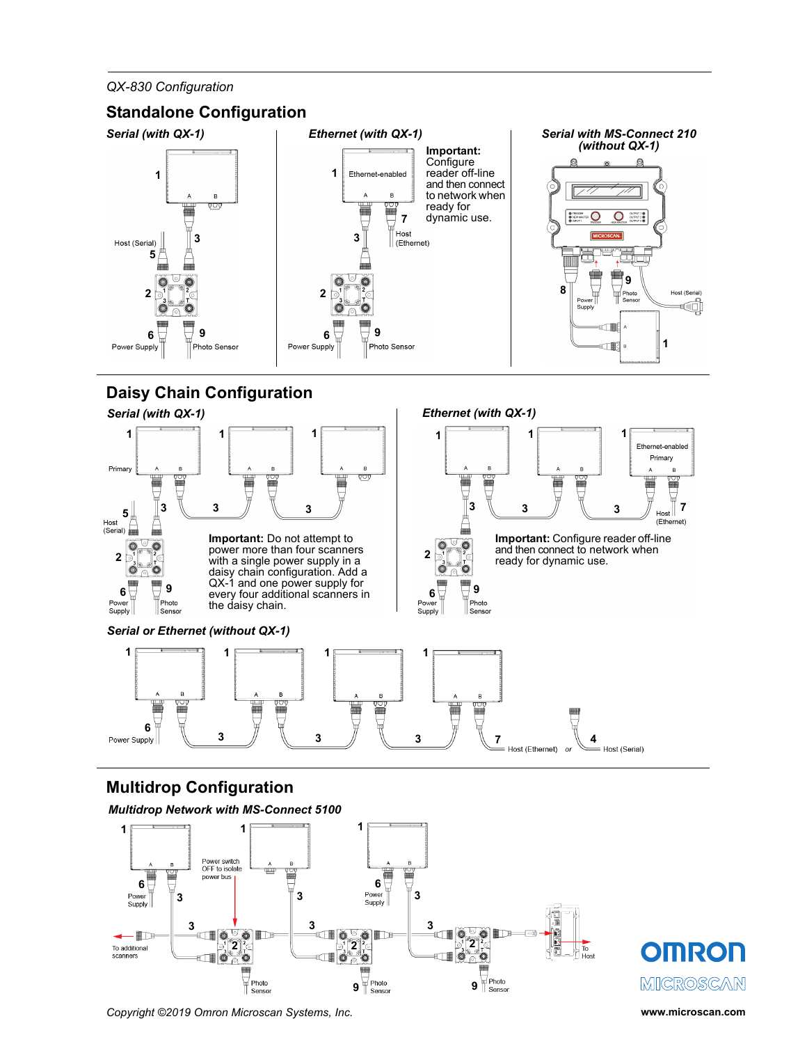*QX-830 Configuration*

## Standalone Configuration

### *Serial (with QX-1)*

1

A B

Host (Serial)

5

3

2

6

9

Power Supply

Photo Sensor

### *Ethernet (with QX-1)*

1

Ethernet-enabled

A B

7

Host (Ethernet)

3

2

6

9

Power Supply

Photo Sensor

**Important:** Configure reader off-line and then connect to network when ready for dynamic use.

### *Serial with MS-Connect 210 (without QX-1)*

8

9

Power Supply

Photo Sensor

Host (Serial)

A

B

1

## Daisy Chain Configuration

### *Serial (with QX-1)*

1 1 1

Primary

A B A B A B

5

3

3

3

Host (Serial)

2

6

9

Power Supply

Photo Sensor

**Important:** Do not attempt to power more than four scanners with a single power supply in a daisy chain configuration. Add a QX-1 and one power supply for every four additional scanners in the daisy chain.

### *Ethernet (with QX-1)*

1 1 1

Ethernet-enabled

Primary

A B A B A B

3

3

3

7

Host (Ethernet)

2

6

9

Power Supply

Photo Sensor

**Important:** Configure reader off-line and then connect to network when ready for dynamic use.

### *Serial or Ethernet (without QX-1)*

1 1 1 1

A B A B A B A B

6

Power Supply

3

3

3

7

Host (Ethernet) *or*

4

Host (Serial)

## Multidrop Configuration

### *Multidrop Network with MS-Connect 5100*

1 1 1

A B A B A B

6

Power Supply

3

Power switch OFF to isolate power bus

3

6

Power Supply

3

3

3

3

To additional scanners

2

2

2

To Host

Photo Sensor

9

Photo Sensor

9

Photo Sensor

OMRON

MICROSCAN

*Copyright ©2019 Omron Microscan Systems, Inc.*

**www.microscan.com**